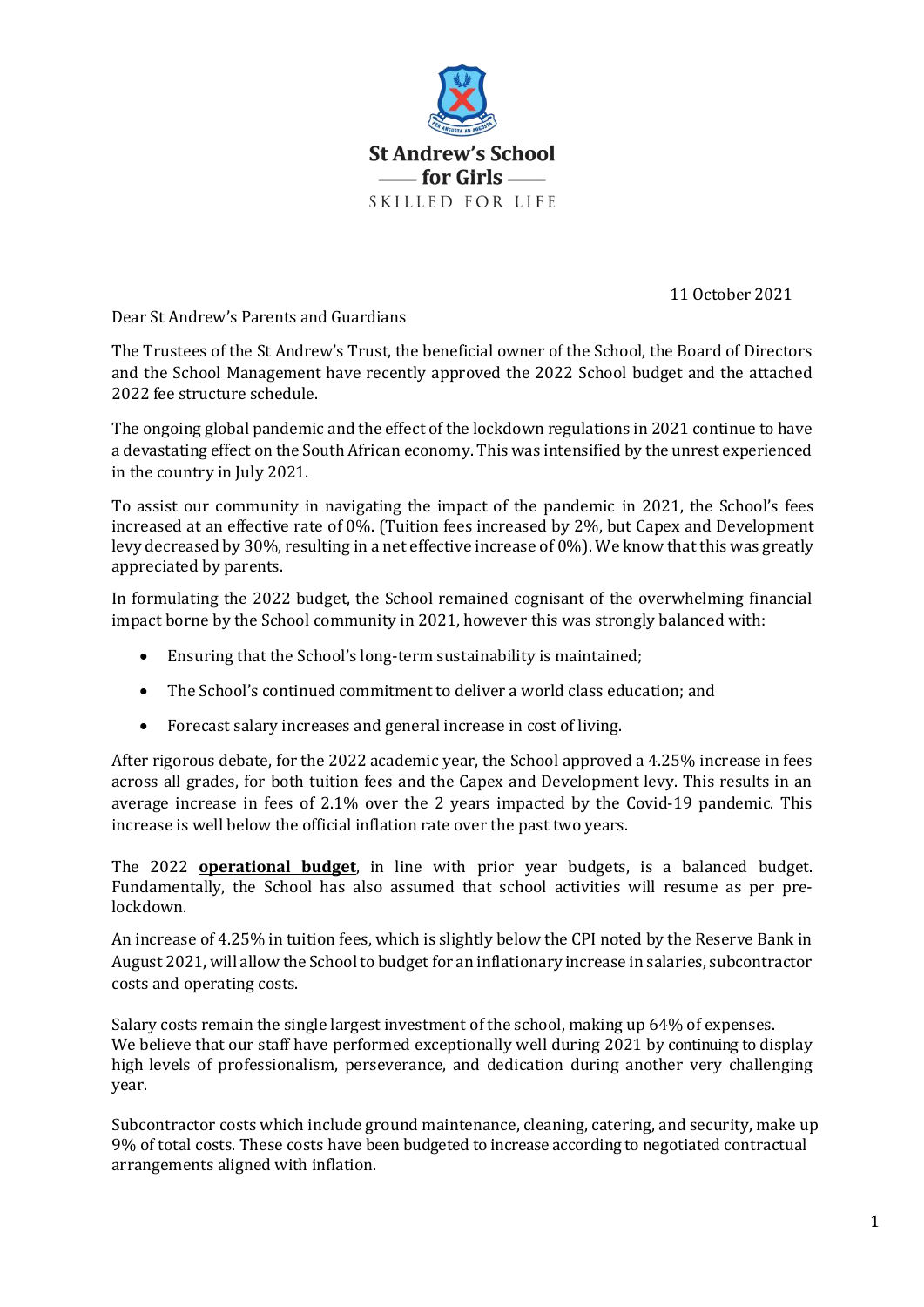St Andrew's School for Girls

SKILLED FOR LIFE

11 October 2021

Dear St Andrew's Parents and Guardians

The Trustees of the St Andrew's Trust, the beneficial owner of the School, the Board of Directors and the School Management have recently approved the 2022 School budget and the attached 2022 fee structure schedule.

The ongoing global pandemic and the effect of the lockdown regulations in 2021 continue to have a devastating effect on the South African economy. This was intensified by the unrest experienced in the country in July 2021.

To assist our community in navigating the impact of the pandemic in 2021, the School's fees increased at an effective rate of 0%. (Tuition fees increased by 2%, but Capex and Development levy decreased by 30%, resulting in a net effective increase of 0%). We know that this was greatly appreciated by parents.

In formulating the 2022 budget, the School remained cognisant of the overwhelming financial impact borne by the School community in 2021, however this was strongly balanced with:

- Ensuring that the School's long-term sustainability is maintained;
- The School's continued commitment to deliver a world class education; and
- Forecast salary increases and general increase in cost of living.

After rigorous debate, for the 2022 academic year, the School approved a 4.25% increase in fees across all grades, for both tuition fees and the Capex and Development levy. This results in an average increase in fees of 2.1% over the 2 years impacted by the Covid-19 pandemic. This increase is well below the official inflation rate over the past two years.

The 2022 **operational budget**, in line with prior year budgets, is a balanced budget. Fundamentally, the School has also assumed that school activities will resume as per pre-lockdown.

An increase of 4.25% in tuition fees, which is slightly below the CPI noted by the Reserve Bank in August 2021, will allow the School to budget for an inflationary increase in salaries, subcontractor costs and operating costs.

Salary costs remain the single largest investment of the school, making up 64% of expenses. We believe that our staff have performed exceptionally well during 2021 by continuing to display high levels of professionalism, perseverance, and dedication during another very challenging year.

Subcontractor costs which include ground maintenance, cleaning, catering, and security, make up 9% of total costs. These costs have been budgeted to increase according to negotiated contractual arrangements aligned with inflation.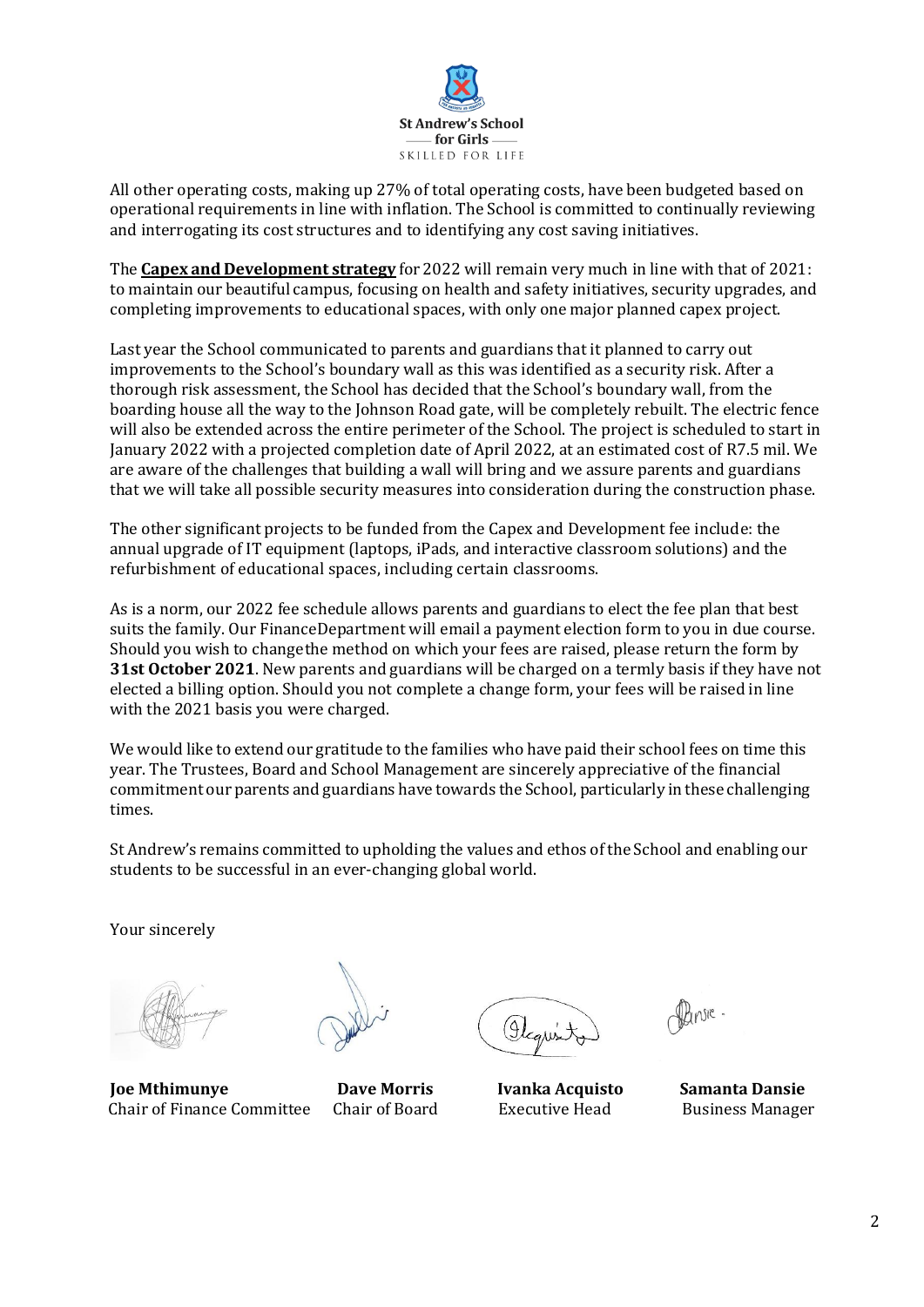St Andrew's School for Girls
SKILLED FOR LIFE

All other operating costs, making up 27% of total operating costs, have been budgeted based on operational requirements in line with inflation. The School is committed to continually reviewing and interrogating its cost structures and to identifying any cost saving initiatives.

The **Capex and Development strategy** for 2022 will remain very much in line with that of 2021: to maintain our beautiful campus, focusing on health and safety initiatives, security upgrades, and completing improvements to educational spaces, with only one major planned capex project.

Last year the School communicated to parents and guardians that it planned to carry out improvements to the School's boundary wall as this was identified as a security risk. After a thorough risk assessment, the School has decided that the School's boundary wall, from the boarding house all the way to the Johnson Road gate, will be completely rebuilt. The electric fence will also be extended across the entire perimeter of the School. The project is scheduled to start in January 2022 with a projected completion date of April 2022, at an estimated cost of R7.5 mil. We are aware of the challenges that building a wall will bring and we assure parents and guardians that we will take all possible security measures into consideration during the construction phase.

The other significant projects to be funded from the Capex and Development fee include: the annual upgrade of IT equipment (laptops, iPads, and interactive classroom solutions) and the refurbishment of educational spaces, including certain classrooms.

As is a norm, our 2022 fee schedule allows parents and guardians to elect the fee plan that best suits the family. Our FinanceDepartment will email a payment election form to you in due course. Should you wish to changethe method on which your fees are raised, please return the form by **31st October 2021**. New parents and guardians will be charged on a termly basis if they have not elected a billing option. Should you not complete a change form, your fees will be raised in line with the 2021 basis you were charged.

We would like to extend our gratitude to the families who have paid their school fees on time this year. The Trustees, Board and School Management are sincerely appreciative of the financial commitment our parents and guardians have towards the School, particularly in these challenging times.

St Andrew's remains committed to upholding the values and ethos of the School and enabling our students to be successful in an ever-changing global world.

Your sincerely

**Joe Mthimunye**
Chair of Finance Committee

**Dave Morris**
Chair of Board

**Ivanka Acquisto**
Executive Head

**Samanta Dansie**
Business Manager